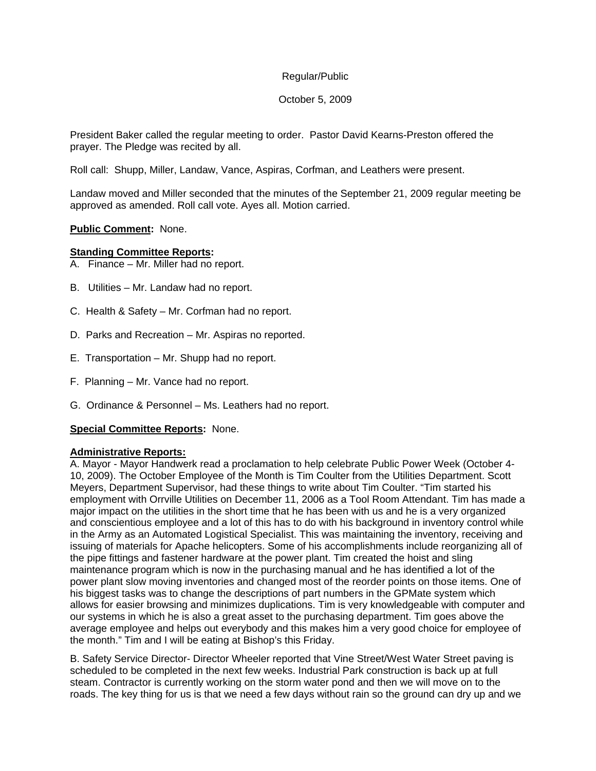Regular/Public

October 5, 2009

President Baker called the regular meeting to order. Pastor David Kearns-Preston offered the prayer. The Pledge was recited by all.

Roll call: Shupp, Miller, Landaw, Vance, Aspiras, Corfman, and Leathers were present.

Landaw moved and Miller seconded that the minutes of the September 21, 2009 regular meeting be approved as amended. Roll call vote. Ayes all. Motion carried.

**Public Comment:** None.

**Standing Committee Reports:**

A. Finance – Mr. Miller had no report.

B. Utilities – Mr. Landaw had no report.

C. Health & Safety – Mr. Corfman had no report.

D. Parks and Recreation – Mr. Aspiras no reported.

E. Transportation – Mr. Shupp had no report.

F. Planning – Mr. Vance had no report.

G. Ordinance & Personnel – Ms. Leathers had no report.

**Special Committee Reports:** None.

**Administrative Reports:**

A. Mayor - Mayor Handwerk read a proclamation to help celebrate Public Power Week (October 4-10, 2009). The October Employee of the Month is Tim Coulter from the Utilities Department. Scott Meyers, Department Supervisor, had these things to write about Tim Coulter. "Tim started his employment with Orrville Utilities on December 11, 2006 as a Tool Room Attendant. Tim has made a major impact on the utilities in the short time that he has been with us and he is a very organized and conscientious employee and a lot of this has to do with his background in inventory control while in the Army as an Automated Logistical Specialist. This was maintaining the inventory, receiving and issuing of materials for Apache helicopters. Some of his accomplishments include reorganizing all of the pipe fittings and fastener hardware at the power plant. Tim created the hoist and sling maintenance program which is now in the purchasing manual and he has identified a lot of the power plant slow moving inventories and changed most of the reorder points on those items. One of his biggest tasks was to change the descriptions of part numbers in the GPMate system which allows for easier browsing and minimizes duplications. Tim is very knowledgeable with computer and our systems in which he is also a great asset to the purchasing department. Tim goes above the average employee and helps out everybody and this makes him a very good choice for employee of the month." Tim and I will be eating at Bishop's this Friday.

B. Safety Service Director- Director Wheeler reported that Vine Street/West Water Street paving is scheduled to be completed in the next few weeks. Industrial Park construction is back up at full steam. Contractor is currently working on the storm water pond and then we will move on to the roads. The key thing for us is that we need a few days without rain so the ground can dry up and we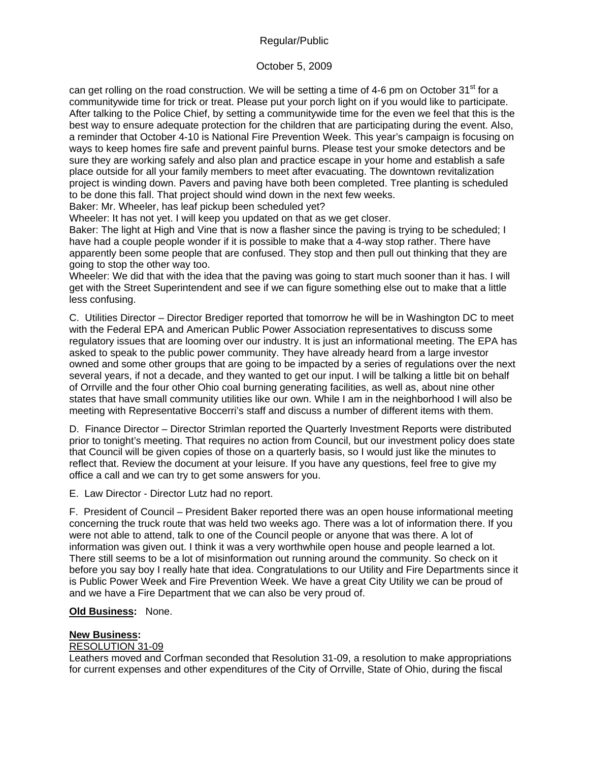can get rolling on the road construction. We will be setting a time of 4-6 pm on October 31st for a communitywide time for trick or treat. Please put your porch light on if you would like to participate. After talking to the Police Chief, by setting a communitywide time for the even we feel that this is the best way to ensure adequate protection for the children that are participating during the event. Also, a reminder that October 4-10 is National Fire Prevention Week. This year's campaign is focusing on ways to keep homes fire safe and prevent painful burns. Please test your smoke detectors and be sure they are working safely and also plan and practice escape in your home and establish a safe place outside for all your family members to meet after evacuating. The downtown revitalization project is winding down. Pavers and paving have both been completed. Tree planting is scheduled to be done this fall. That project should wind down in the next few weeks.

Baker: Mr. Wheeler, has leaf pickup been scheduled yet?

Wheeler: It has not yet. I will keep you updated on that as we get closer.

Baker: The light at High and Vine that is now a flasher since the paving is trying to be scheduled; I have had a couple people wonder if it is possible to make that a 4-way stop rather. There have apparently been some people that are confused. They stop and then pull out thinking that they are going to stop the other way too.

Wheeler: We did that with the idea that the paving was going to start much sooner than it has. I will get with the Street Superintendent and see if we can figure something else out to make that a little less confusing.

C. Utilities Director – Director Brediger reported that tomorrow he will be in Washington DC to meet with the Federal EPA and American Public Power Association representatives to discuss some regulatory issues that are looming over our industry. It is just an informational meeting. The EPA has asked to speak to the public power community. They have already heard from a large investor owned and some other groups that are going to be impacted by a series of regulations over the next several years, if not a decade, and they wanted to get our input. I will be talking a little bit on behalf of Orrville and the four other Ohio coal burning generating facilities, as well as, about nine other states that have small community utilities like our own. While I am in the neighborhood I will also be meeting with Representative Boccerri's staff and discuss a number of different items with them.

D. Finance Director – Director Strimlan reported the Quarterly Investment Reports were distributed prior to tonight's meeting. That requires no action from Council, but our investment policy does state that Council will be given copies of those on a quarterly basis, so I would just like the minutes to reflect that. Review the document at your leisure. If you have any questions, feel free to give my office a call and we can try to get some answers for you.

E. Law Director - Director Lutz had no report.

F. President of Council – President Baker reported there was an open house informational meeting concerning the truck route that was held two weeks ago. There was a lot of information there. If you were not able to attend, talk to one of the Council people or anyone that was there. A lot of information was given out. I think it was a very worthwhile open house and people learned a lot. There still seems to be a lot of misinformation out running around the community. So check on it before you say boy I really hate that idea. Congratulations to our Utility and Fire Departments since it is Public Power Week and Fire Prevention Week. We have a great City Utility we can be proud of and we have a Fire Department that we can also be very proud of.

**Old Business:** None.

**New Business:**

RESOLUTION 31-09

Leathers moved and Corfman seconded that Resolution 31-09, a resolution to make appropriations for current expenses and other expenditures of the City of Orrville, State of Ohio, during the fiscal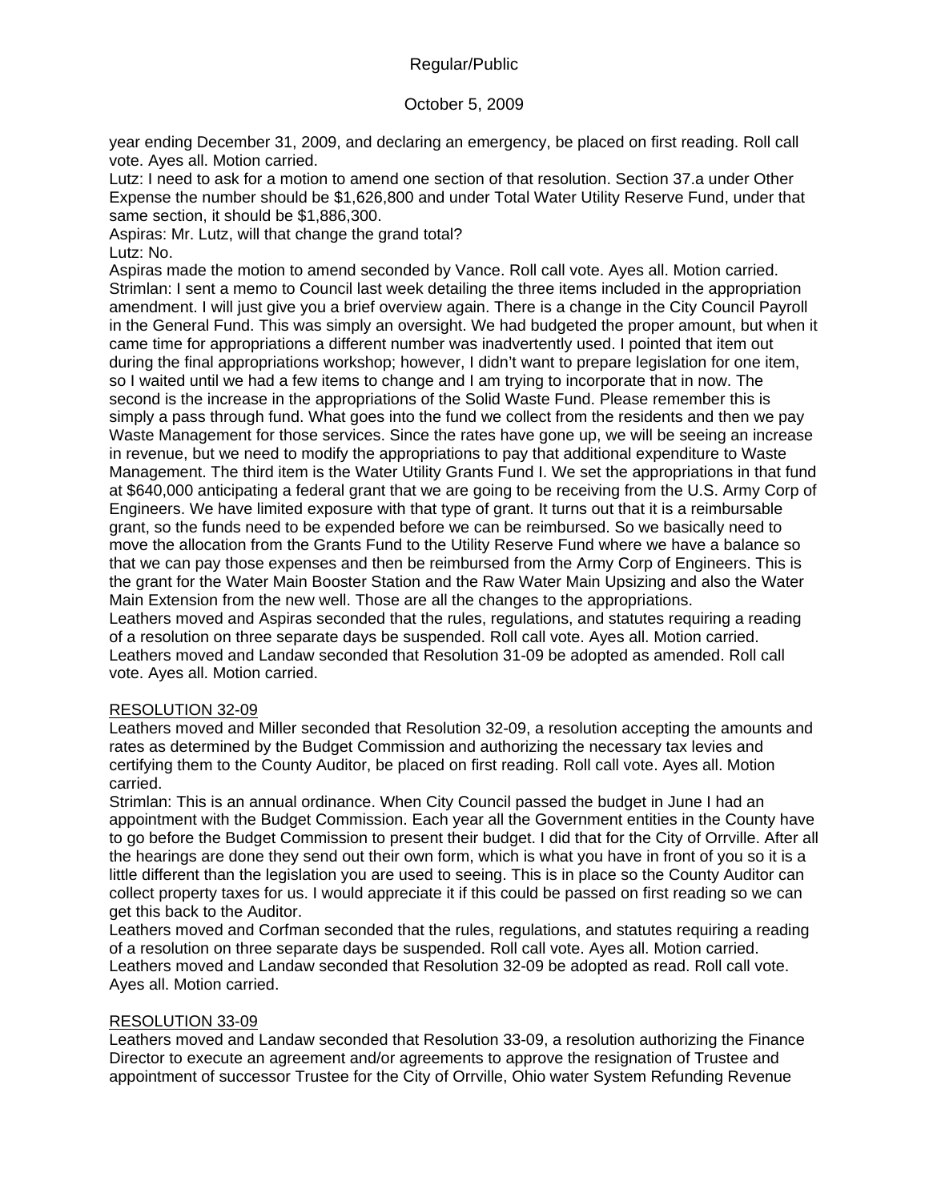year ending December 31, 2009, and declaring an emergency, be placed on first reading. Roll call vote. Ayes all. Motion carried.

Lutz: I need to ask for a motion to amend one section of that resolution. Section 37.a under Other Expense the number should be $1,626,800 and under Total Water Utility Reserve Fund, under that same section, it should be $1,886,300.

Aspiras: Mr. Lutz, will that change the grand total?

Lutz: No.

Aspiras made the motion to amend seconded by Vance. Roll call vote. Ayes all. Motion carried.

Strimlan: I sent a memo to Council last week detailing the three items included in the appropriation amendment. I will just give you a brief overview again. There is a change in the City Council Payroll in the General Fund. This was simply an oversight. We had budgeted the proper amount, but when it came time for appropriations a different number was inadvertently used. I pointed that item out during the final appropriations workshop; however, I didn't want to prepare legislation for one item, so I waited until we had a few items to change and I am trying to incorporate that in now. The second is the increase in the appropriations of the Solid Waste Fund. Please remember this is simply a pass through fund. What goes into the fund we collect from the residents and then we pay Waste Management for those services. Since the rates have gone up, we will be seeing an increase in revenue, but we need to modify the appropriations to pay that additional expenditure to Waste Management. The third item is the Water Utility Grants Fund I. We set the appropriations in that fund at $640,000 anticipating a federal grant that we are going to be receiving from the U.S. Army Corp of Engineers. We have limited exposure with that type of grant. It turns out that it is a reimbursable grant, so the funds need to be expended before we can be reimbursed. So we basically need to move the allocation from the Grants Fund to the Utility Reserve Fund where we have a balance so that we can pay those expenses and then be reimbursed from the Army Corp of Engineers. This is the grant for the Water Main Booster Station and the Raw Water Main Upsizing and also the Water Main Extension from the new well. Those are all the changes to the appropriations.

Leathers moved and Aspiras seconded that the rules, regulations, and statutes requiring a reading of a resolution on three separate days be suspended. Roll call vote. Ayes all. Motion carried.

Leathers moved and Landaw seconded that Resolution 31-09 be adopted as amended. Roll call vote. Ayes all. Motion carried.

RESOLUTION 32-09

Leathers moved and Miller seconded that Resolution 32-09, a resolution accepting the amounts and rates as determined by the Budget Commission and authorizing the necessary tax levies and certifying them to the County Auditor, be placed on first reading. Roll call vote. Ayes all. Motion carried.

Strimlan: This is an annual ordinance. When City Council passed the budget in June I had an appointment with the Budget Commission. Each year all the Government entities in the County have to go before the Budget Commission to present their budget. I did that for the City of Orrville. After all the hearings are done they send out their own form, which is what you have in front of you so it is a little different than the legislation you are used to seeing. This is in place so the County Auditor can collect property taxes for us. I would appreciate it if this could be passed on first reading so we can get this back to the Auditor.

Leathers moved and Corfman seconded that the rules, regulations, and statutes requiring a reading of a resolution on three separate days be suspended. Roll call vote. Ayes all. Motion carried.

Leathers moved and Landaw seconded that Resolution 32-09 be adopted as read. Roll call vote. Ayes all. Motion carried.

RESOLUTION 33-09

Leathers moved and Landaw seconded that Resolution 33-09, a resolution authorizing the Finance Director to execute an agreement and/or agreements to approve the resignation of Trustee and appointment of successor Trustee for the City of Orrville, Ohio water System Refunding Revenue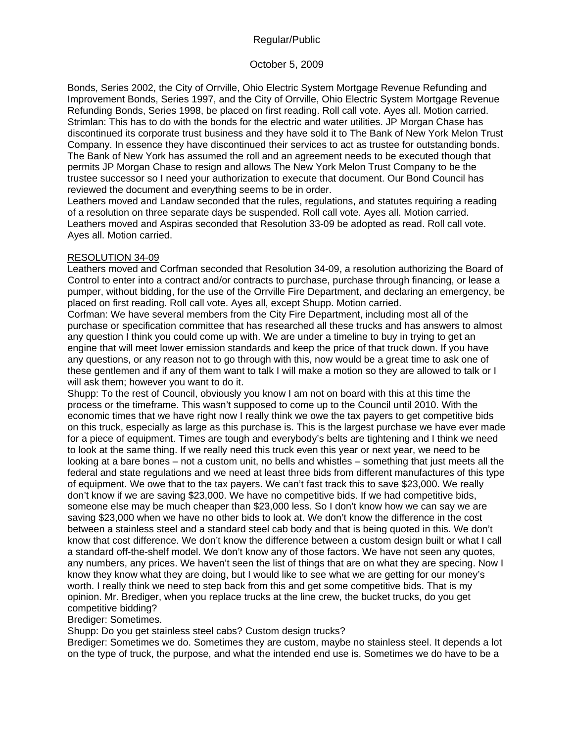Bonds, Series 2002, the City of Orrville, Ohio Electric System Mortgage Revenue Refunding and Improvement Bonds, Series 1997, and the City of Orrville, Ohio Electric System Mortgage Revenue Refunding Bonds, Series 1998, be placed on first reading. Roll call vote. Ayes all. Motion carried.
Strimlan: This has to do with the bonds for the electric and water utilities. JP Morgan Chase has discontinued its corporate trust business and they have sold it to The Bank of New York Melon Trust Company. In essence they have discontinued their services to act as trustee for outstanding bonds. The Bank of New York has assumed the roll and an agreement needs to be executed though that permits JP Morgan Chase to resign and allows The New York Melon Trust Company to be the trustee successor so I need your authorization to execute that document. Our Bond Council has reviewed the document and everything seems to be in order.
Leathers moved and Landaw seconded that the rules, regulations, and statutes requiring a reading of a resolution on three separate days be suspended. Roll call vote. Ayes all. Motion carried.
Leathers moved and Aspiras seconded that Resolution 33-09 be adopted as read. Roll call vote. Ayes all. Motion carried.

RESOLUTION 34-09

Leathers moved and Corfman seconded that Resolution 34-09, a resolution authorizing the Board of Control to enter into a contract and/or contracts to purchase, purchase through financing, or lease a pumper, without bidding, for the use of the Orrville Fire Department, and declaring an emergency, be placed on first reading. Roll call vote. Ayes all, except Shupp. Motion carried.
Corfman: We have several members from the City Fire Department, including most all of the purchase or specification committee that has researched all these trucks and has answers to almost any question I think you could come up with. We are under a timeline to buy in trying to get an engine that will meet lower emission standards and keep the price of that truck down. If you have any questions, or any reason not to go through with this, now would be a great time to ask one of these gentlemen and if any of them want to talk I will make a motion so they are allowed to talk or I will ask them; however you want to do it.
Shupp: To the rest of Council, obviously you know I am not on board with this at this time the process or the timeframe. This wasn't supposed to come up to the Council until 2010. With the economic times that we have right now I really think we owe the tax payers to get competitive bids on this truck, especially as large as this purchase is. This is the largest purchase we have ever made for a piece of equipment. Times are tough and everybody's belts are tightening and I think we need to look at the same thing. If we really need this truck even this year or next year, we need to be looking at a bare bones – not a custom unit, no bells and whistles – something that just meets all the federal and state regulations and we need at least three bids from different manufactures of this type of equipment. We owe that to the tax payers. We can't fast track this to save $23,000. We really don't know if we are saving $23,000. We have no competitive bids. If we had competitive bids, someone else may be much cheaper than $23,000 less. So I don't know how we can say we are saving $23,000 when we have no other bids to look at. We don't know the difference in the cost between a stainless steel and a standard steel cab body and that is being quoted in this. We don't know that cost difference. We don't know the difference between a custom design built or what I call a standard off-the-shelf model. We don't know any of those factors. We have not seen any quotes, any numbers, any prices. We haven't seen the list of things that are on what they are specing. Now I know they know what they are doing, but I would like to see what we are getting for our money's worth. I really think we need to step back from this and get some competitive bids. That is my opinion. Mr. Brediger, when you replace trucks at the line crew, the bucket trucks, do you get competitive bidding?
Brediger: Sometimes.
Shupp: Do you get stainless steel cabs? Custom design trucks?
Brediger: Sometimes we do. Sometimes they are custom, maybe no stainless steel. It depends a lot on the type of truck, the purpose, and what the intended end use is. Sometimes we do have to be a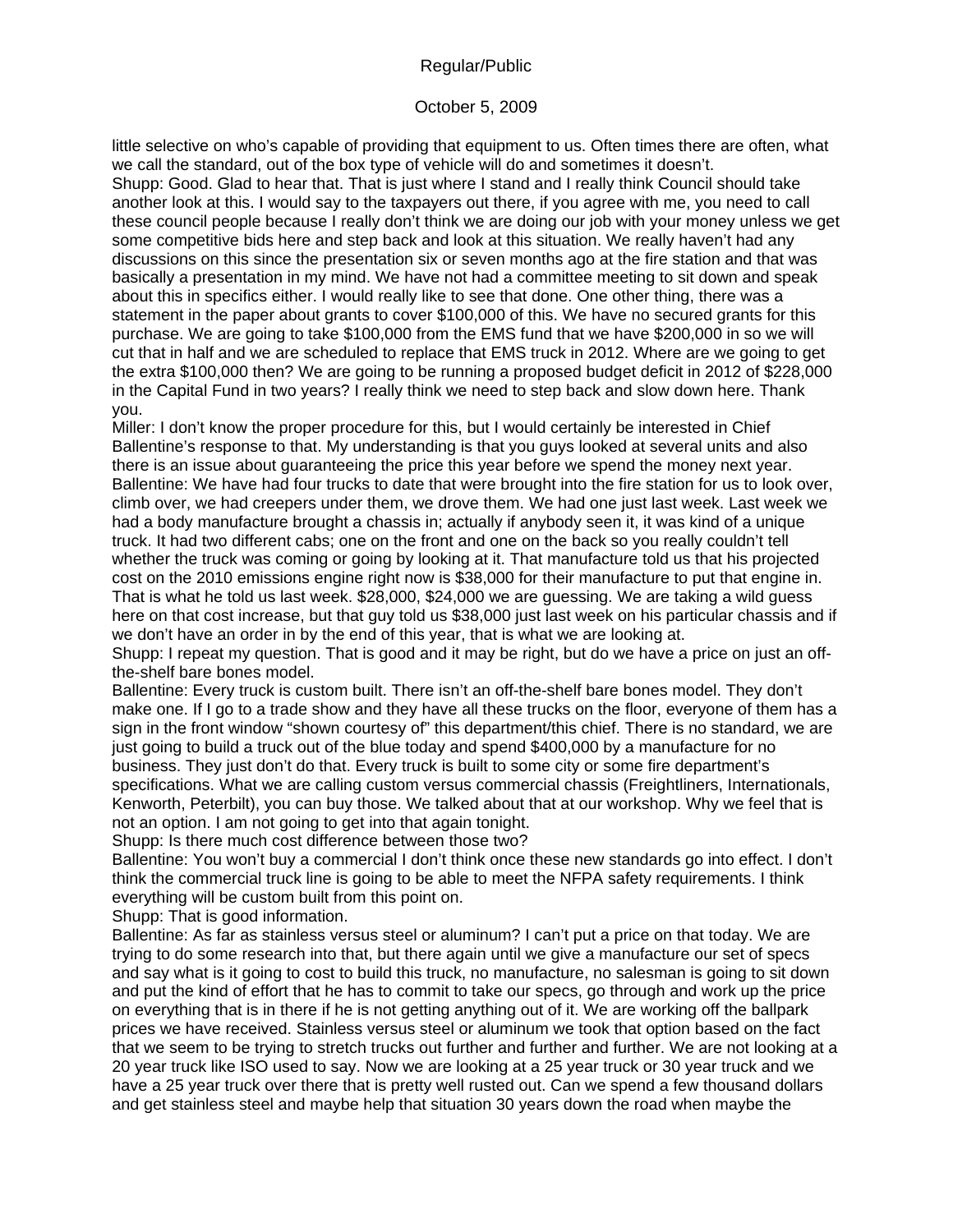little selective on who's capable of providing that equipment to us. Often times there are often, what we call the standard, out of the box type of vehicle will do and sometimes it doesn't.

Shupp: Good. Glad to hear that. That is just where I stand and I really think Council should take another look at this. I would say to the taxpayers out there, if you agree with me, you need to call these council people because I really don't think we are doing our job with your money unless we get some competitive bids here and step back and look at this situation. We really haven't had any discussions on this since the presentation six or seven months ago at the fire station and that was basically a presentation in my mind. We have not had a committee meeting to sit down and speak about this in specifics either. I would really like to see that done. One other thing, there was a statement in the paper about grants to cover $100,000 of this. We have no secured grants for this purchase. We are going to take $100,000 from the EMS fund that we have $200,000 in so we will cut that in half and we are scheduled to replace that EMS truck in 2012. Where are we going to get the extra $100,000 then? We are going to be running a proposed budget deficit in 2012 of $228,000 in the Capital Fund in two years? I really think we need to step back and slow down here. Thank you.

Miller: I don't know the proper procedure for this, but I would certainly be interested in Chief Ballentine's response to that. My understanding is that you guys looked at several units and also there is an issue about guaranteeing the price this year before we spend the money next year.

Ballentine: We have had four trucks to date that were brought into the fire station for us to look over, climb over, we had creepers under them, we drove them. We had one just last week. Last week we had a body manufacture brought a chassis in; actually if anybody seen it, it was kind of a unique truck. It had two different cabs; one on the front and one on the back so you really couldn't tell whether the truck was coming or going by looking at it. That manufacture told us that his projected cost on the 2010 emissions engine right now is $38,000 for their manufacture to put that engine in. That is what he told us last week. $28,000, $24,000 we are guessing. We are taking a wild guess here on that cost increase, but that guy told us $38,000 just last week on his particular chassis and if we don't have an order in by the end of this year, that is what we are looking at.

Shupp: I repeat my question. That is good and it may be right, but do we have a price on just an off-the-shelf bare bones model.

Ballentine: Every truck is custom built. There isn't an off-the-shelf bare bones model. They don't make one. If I go to a trade show and they have all these trucks on the floor, everyone of them has a sign in the front window "shown courtesy of" this department/this chief. There is no standard, we are just going to build a truck out of the blue today and spend $400,000 by a manufacture for no business. They just don't do that. Every truck is built to some city or some fire department's specifications. What we are calling custom versus commercial chassis (Freightliners, Internationals, Kenworth, Peterbilt), you can buy those. We talked about that at our workshop. Why we feel that is not an option. I am not going to get into that again tonight.

Shupp: Is there much cost difference between those two?

Ballentine: You won't buy a commercial I don't think once these new standards go into effect. I don't think the commercial truck line is going to be able to meet the NFPA safety requirements. I think everything will be custom built from this point on.

Shupp: That is good information.

Ballentine: As far as stainless versus steel or aluminum? I can't put a price on that today. We are trying to do some research into that, but there again until we give a manufacture our set of specs and say what is it going to cost to build this truck, no manufacture, no salesman is going to sit down and put the kind of effort that he has to commit to take our specs, go through and work up the price on everything that is in there if he is not getting anything out of it. We are working off the ballpark prices we have received. Stainless versus steel or aluminum we took that option based on the fact that we seem to be trying to stretch trucks out further and further and further. We are not looking at a 20 year truck like ISO used to say. Now we are looking at a 25 year truck or 30 year truck and we have a 25 year truck over there that is pretty well rusted out. Can we spend a few thousand dollars and get stainless steel and maybe help that situation 30 years down the road when maybe the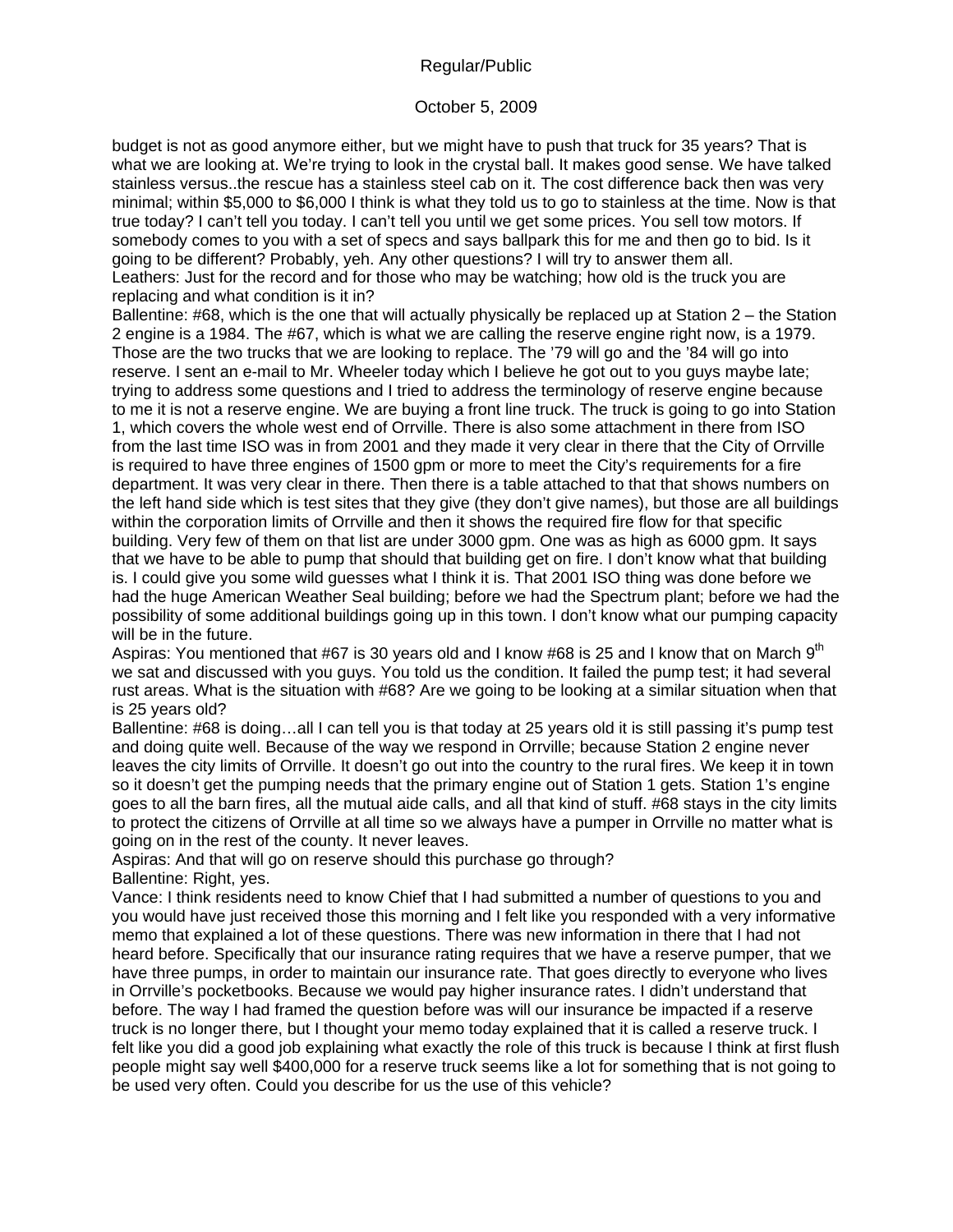budget is not as good anymore either, but we might have to push that truck for 35 years? That is what we are looking at. We're trying to look in the crystal ball. It makes good sense. We have talked stainless versus..the rescue has a stainless steel cab on it. The cost difference back then was very minimal; within $5,000 to $6,000 I think is what they told us to go to stainless at the time. Now is that true today? I can't tell you today. I can't tell you until we get some prices. You sell tow motors. If somebody comes to you with a set of specs and says ballpark this for me and then go to bid. Is it going to be different? Probably, yeh. Any other questions? I will try to answer them all.

Leathers: Just for the record and for those who may be watching; how old is the truck you are replacing and what condition is it in?

Ballentine: #68, which is the one that will actually physically be replaced up at Station 2 – the Station 2 engine is a 1984. The #67, which is what we are calling the reserve engine right now, is a 1979. Those are the two trucks that we are looking to replace. The '79 will go and the '84 will go into reserve. I sent an e-mail to Mr. Wheeler today which I believe he got out to you guys maybe late; trying to address some questions and I tried to address the terminology of reserve engine because to me it is not a reserve engine. We are buying a front line truck. The truck is going to go into Station 1, which covers the whole west end of Orrville. There is also some attachment in there from ISO from the last time ISO was in from 2001 and they made it very clear in there that the City of Orrville is required to have three engines of 1500 gpm or more to meet the City's requirements for a fire department. It was very clear in there. Then there is a table attached to that that shows numbers on the left hand side which is test sites that they give (they don't give names), but those are all buildings within the corporation limits of Orrville and then it shows the required fire flow for that specific building. Very few of them on that list are under 3000 gpm. One was as high as 6000 gpm. It says that we have to be able to pump that should that building get on fire. I don't know what that building is. I could give you some wild guesses what I think it is. That 2001 ISO thing was done before we had the huge American Weather Seal building; before we had the Spectrum plant; before we had the possibility of some additional buildings going up in this town. I don't know what our pumping capacity will be in the future.

Aspiras: You mentioned that #67 is 30 years old and I know #68 is 25 and I know that on March 9th we sat and discussed with you guys. You told us the condition. It failed the pump test; it had several rust areas. What is the situation with #68? Are we going to be looking at a similar situation when that is 25 years old?

Ballentine: #68 is doing…all I can tell you is that today at 25 years old it is still passing it's pump test and doing quite well. Because of the way we respond in Orrville; because Station 2 engine never leaves the city limits of Orrville. It doesn't go out into the country to the rural fires. We keep it in town so it doesn't get the pumping needs that the primary engine out of Station 1 gets. Station 1's engine goes to all the barn fires, all the mutual aide calls, and all that kind of stuff. #68 stays in the city limits to protect the citizens of Orrville at all time so we always have a pumper in Orrville no matter what is going on in the rest of the county. It never leaves.

Aspiras: And that will go on reserve should this purchase go through?

Ballentine: Right, yes.

Vance: I think residents need to know Chief that I had submitted a number of questions to you and you would have just received those this morning and I felt like you responded with a very informative memo that explained a lot of these questions. There was new information in there that I had not heard before. Specifically that our insurance rating requires that we have a reserve pumper, that we have three pumps, in order to maintain our insurance rate. That goes directly to everyone who lives in Orrville's pocketbooks. Because we would pay higher insurance rates. I didn't understand that before. The way I had framed the question before was will our insurance be impacted if a reserve truck is no longer there, but I thought your memo today explained that it is called a reserve truck. I felt like you did a good job explaining what exactly the role of this truck is because I think at first flush people might say well $400,000 for a reserve truck seems like a lot for something that is not going to be used very often. Could you describe for us the use of this vehicle?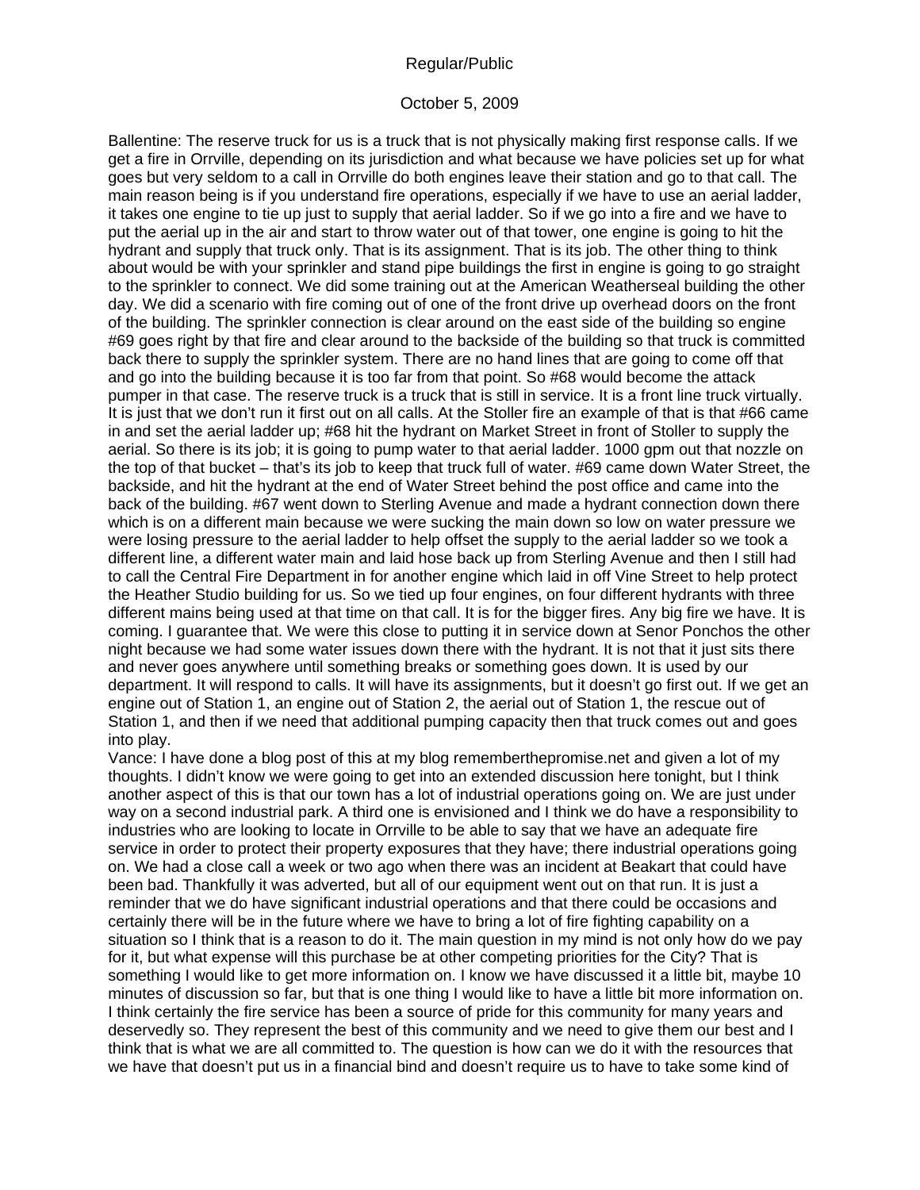Ballentine: The reserve truck for us is a truck that is not physically making first response calls. If we get a fire in Orrville, depending on its jurisdiction and what because we have policies set up for what goes but very seldom to a call in Orrville do both engines leave their station and go to that call. The main reason being is if you understand fire operations, especially if we have to use an aerial ladder, it takes one engine to tie up just to supply that aerial ladder. So if we go into a fire and we have to put the aerial up in the air and start to throw water out of that tower, one engine is going to hit the hydrant and supply that truck only. That is its assignment. That is its job. The other thing to think about would be with your sprinkler and stand pipe buildings the first in engine is going to go straight to the sprinkler to connect. We did some training out at the American Weatherseal building the other day. We did a scenario with fire coming out of one of the front drive up overhead doors on the front of the building. The sprinkler connection is clear around on the east side of the building so engine #69 goes right by that fire and clear around to the backside of the building so that truck is committed back there to supply the sprinkler system. There are no hand lines that are going to come off that and go into the building because it is too far from that point. So #68 would become the attack pumper in that case. The reserve truck is a truck that is still in service. It is a front line truck virtually. It is just that we don't run it first out on all calls. At the Stoller fire an example of that is that #66 came in and set the aerial ladder up; #68 hit the hydrant on Market Street in front of Stoller to supply the aerial. So there is its job; it is going to pump water to that aerial ladder. 1000 gpm out that nozzle on the top of that bucket – that's its job to keep that truck full of water. #69 came down Water Street, the backside, and hit the hydrant at the end of Water Street behind the post office and came into the back of the building. #67 went down to Sterling Avenue and made a hydrant connection down there which is on a different main because we were sucking the main down so low on water pressure we were losing pressure to the aerial ladder to help offset the supply to the aerial ladder so we took a different line, a different water main and laid hose back up from Sterling Avenue and then I still had to call the Central Fire Department in for another engine which laid in off Vine Street to help protect the Heather Studio building for us. So we tied up four engines, on four different hydrants with three different mains being used at that time on that call. It is for the bigger fires. Any big fire we have. It is coming. I guarantee that. We were this close to putting it in service down at Senor Ponchos the other night because we had some water issues down there with the hydrant. It is not that it just sits there and never goes anywhere until something breaks or something goes down. It is used by our department. It will respond to calls. It will have its assignments, but it doesn't go first out. If we get an engine out of Station 1, an engine out of Station 2, the aerial out of Station 1, the rescue out of Station 1, and then if we need that additional pumping capacity then that truck comes out and goes into play.

Vance: I have done a blog post of this at my blog rememberthepromise.net and given a lot of my thoughts. I didn't know we were going to get into an extended discussion here tonight, but I think another aspect of this is that our town has a lot of industrial operations going on. We are just under way on a second industrial park. A third one is envisioned and I think we do have a responsibility to industries who are looking to locate in Orrville to be able to say that we have an adequate fire service in order to protect their property exposures that they have; there industrial operations going on. We had a close call a week or two ago when there was an incident at Beakart that could have been bad. Thankfully it was adverted, but all of our equipment went out on that run. It is just a reminder that we do have significant industrial operations and that there could be occasions and certainly there will be in the future where we have to bring a lot of fire fighting capability on a situation so I think that is a reason to do it. The main question in my mind is not only how do we pay for it, but what expense will this purchase be at other competing priorities for the City? That is something I would like to get more information on. I know we have discussed it a little bit, maybe 10 minutes of discussion so far, but that is one thing I would like to have a little bit more information on. I think certainly the fire service has been a source of pride for this community for many years and deservedly so. They represent the best of this community and we need to give them our best and I think that is what we are all committed to. The question is how can we do it with the resources that we have that doesn't put us in a financial bind and doesn't require us to have to take some kind of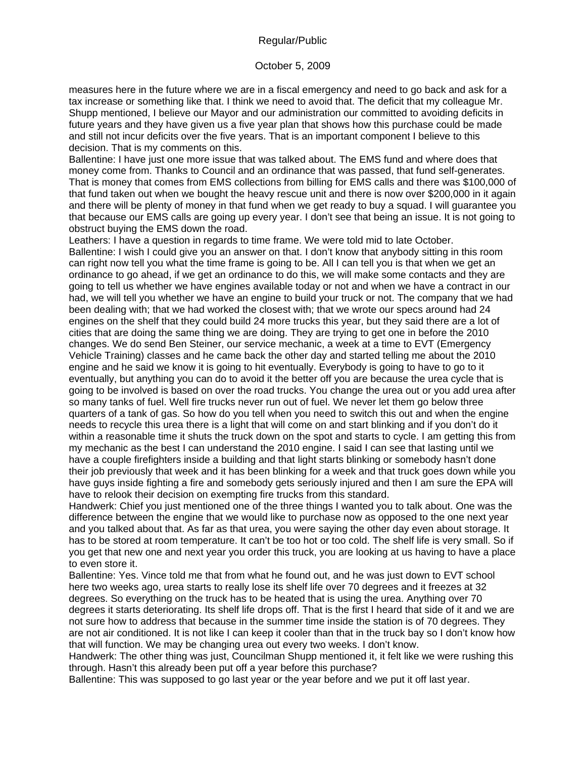measures here in the future where we are in a fiscal emergency and need to go back and ask for a tax increase or something like that. I think we need to avoid that. The deficit that my colleague Mr. Shupp mentioned, I believe our Mayor and our administration our committed to avoiding deficits in future years and they have given us a five year plan that shows how this purchase could be made and still not incur deficits over the five years. That is an important component I believe to this decision. That is my comments on this.

Ballentine: I have just one more issue that was talked about. The EMS fund and where does that money come from. Thanks to Council and an ordinance that was passed, that fund self-generates. That is money that comes from EMS collections from billing for EMS calls and there was $100,000 of that fund taken out when we bought the heavy rescue unit and there is now over $200,000 in it again and there will be plenty of money in that fund when we get ready to buy a squad. I will guarantee you that because our EMS calls are going up every year. I don't see that being an issue. It is not going to obstruct buying the EMS down the road.

Leathers: I have a question in regards to time frame. We were told mid to late October.

Ballentine: I wish I could give you an answer on that. I don't know that anybody sitting in this room can right now tell you what the time frame is going to be. All I can tell you is that when we get an ordinance to go ahead, if we get an ordinance to do this, we will make some contacts and they are going to tell us whether we have engines available today or not and when we have a contract in our had, we will tell you whether we have an engine to build your truck or not. The company that we had been dealing with; that we had worked the closest with; that we wrote our specs around had 24 engines on the shelf that they could build 24 more trucks this year, but they said there are a lot of cities that are doing the same thing we are doing. They are trying to get one in before the 2010 changes. We do send Ben Steiner, our service mechanic, a week at a time to EVT (Emergency Vehicle Training) classes and he came back the other day and started telling me about the 2010 engine and he said we know it is going to hit eventually. Everybody is going to have to go to it eventually, but anything you can do to avoid it the better off you are because the urea cycle that is going to be involved is based on over the road trucks. You change the urea out or you add urea after so many tanks of fuel. Well fire trucks never run out of fuel. We never let them go below three quarters of a tank of gas. So how do you tell when you need to switch this out and when the engine needs to recycle this urea there is a light that will come on and start blinking and if you don't do it within a reasonable time it shuts the truck down on the spot and starts to cycle. I am getting this from my mechanic as the best I can understand the 2010 engine. I said I can see that lasting until we have a couple firefighters inside a building and that light starts blinking or somebody hasn't done their job previously that week and it has been blinking for a week and that truck goes down while you have guys inside fighting a fire and somebody gets seriously injured and then I am sure the EPA will have to relook their decision on exempting fire trucks from this standard.

Handwerk: Chief you just mentioned one of the three things I wanted you to talk about. One was the difference between the engine that we would like to purchase now as opposed to the one next year and you talked about that. As far as that urea, you were saying the other day even about storage. It has to be stored at room temperature. It can't be too hot or too cold. The shelf life is very small. So if you get that new one and next year you order this truck, you are looking at us having to have a place to even store it.

Ballentine: Yes. Vince told me that from what he found out, and he was just down to EVT school here two weeks ago, urea starts to really lose its shelf life over 70 degrees and it freezes at 32 degrees. So everything on the truck has to be heated that is using the urea. Anything over 70 degrees it starts deteriorating. Its shelf life drops off. That is the first I heard that side of it and we are not sure how to address that because in the summer time inside the station is of 70 degrees. They are not air conditioned. It is not like I can keep it cooler than that in the truck bay so I don't know how that will function. We may be changing urea out every two weeks. I don't know.

Handwerk: The other thing was just, Councilman Shupp mentioned it, it felt like we were rushing this through. Hasn't this already been put off a year before this purchase?

Ballentine: This was supposed to go last year or the year before and we put it off last year.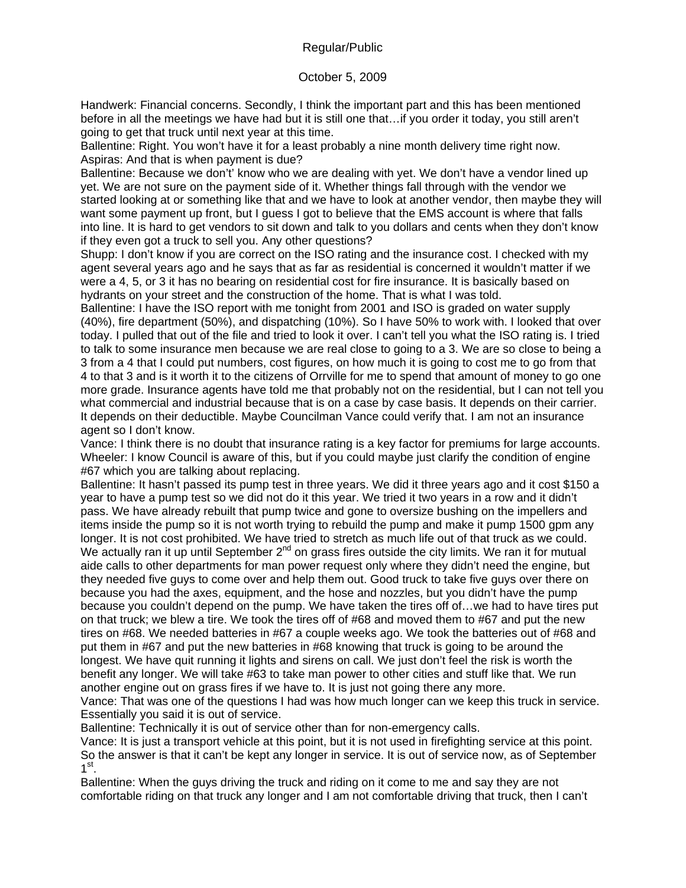Regular/Public

October 5, 2009

Handwerk: Financial concerns. Secondly, I think the important part and this has been mentioned before in all the meetings we have had but it is still one that…if you order it today, you still aren't going to get that truck until next year at this time.

Ballentine: Right. You won't have it for a least probably a nine month delivery time right now.

Aspiras: And that is when payment is due?

Ballentine: Because we don't' know who we are dealing with yet. We don't have a vendor lined up yet. We are not sure on the payment side of it. Whether things fall through with the vendor we started looking at or something like that and we have to look at another vendor, then maybe they will want some payment up front, but I guess I got to believe that the EMS account is where that falls into line. It is hard to get vendors to sit down and talk to you dollars and cents when they don't know if they even got a truck to sell you. Any other questions?

Shupp: I don't know if you are correct on the ISO rating and the insurance cost. I checked with my agent several years ago and he says that as far as residential is concerned it wouldn't matter if we were a 4, 5, or 3 it has no bearing on residential cost for fire insurance. It is basically based on hydrants on your street and the construction of the home. That is what I was told.

Ballentine: I have the ISO report with me tonight from 2001 and ISO is graded on water supply (40%), fire department (50%), and dispatching (10%). So I have 50% to work with. I looked that over today. I pulled that out of the file and tried to look it over. I can't tell you what the ISO rating is. I tried to talk to some insurance men because we are real close to going to a 3. We are so close to being a 3 from a 4 that I could put numbers, cost figures, on how much it is going to cost me to go from that 4 to that 3 and is it worth it to the citizens of Orrville for me to spend that amount of money to go one more grade. Insurance agents have told me that probably not on the residential, but I can not tell you what commercial and industrial because that is on a case by case basis. It depends on their carrier. It depends on their deductible. Maybe Councilman Vance could verify that. I am not an insurance agent so I don't know.

Vance: I think there is no doubt that insurance rating is a key factor for premiums for large accounts.

Wheeler: I know Council is aware of this, but if you could maybe just clarify the condition of engine #67 which you are talking about replacing.

Ballentine: It hasn't passed its pump test in three years. We did it three years ago and it cost $150 a year to have a pump test so we did not do it this year. We tried it two years in a row and it didn't pass. We have already rebuilt that pump twice and gone to oversize bushing on the impellers and items inside the pump so it is not worth trying to rebuild the pump and make it pump 1500 gpm any longer. It is not cost prohibited. We have tried to stretch as much life out of that truck as we could. We actually ran it up until September 2nd on grass fires outside the city limits. We ran it for mutual aide calls to other departments for man power request only where they didn't need the engine, but they needed five guys to come over and help them out. Good truck to take five guys over there on because you had the axes, equipment, and the hose and nozzles, but you didn't have the pump because you couldn't depend on the pump. We have taken the tires off of…we had to have tires put on that truck; we blew a tire. We took the tires off of #68 and moved them to #67 and put the new tires on #68. We needed batteries in #67 a couple weeks ago. We took the batteries out of #68 and put them in #67 and put the new batteries in #68 knowing that truck is going to be around the longest. We have quit running it lights and sirens on call. We just don't feel the risk is worth the benefit any longer. We will take #63 to take man power to other cities and stuff like that. We run another engine out on grass fires if we have to. It is just not going there any more.

Vance: That was one of the questions I had was how much longer can we keep this truck in service. Essentially you said it is out of service.

Ballentine: Technically it is out of service other than for non-emergency calls.

Vance: It is just a transport vehicle at this point, but it is not used in firefighting service at this point. So the answer is that it can't be kept any longer in service. It is out of service now, as of September 1st.

Ballentine: When the guys driving the truck and riding on it come to me and say they are not comfortable riding on that truck any longer and I am not comfortable driving that truck, then I can't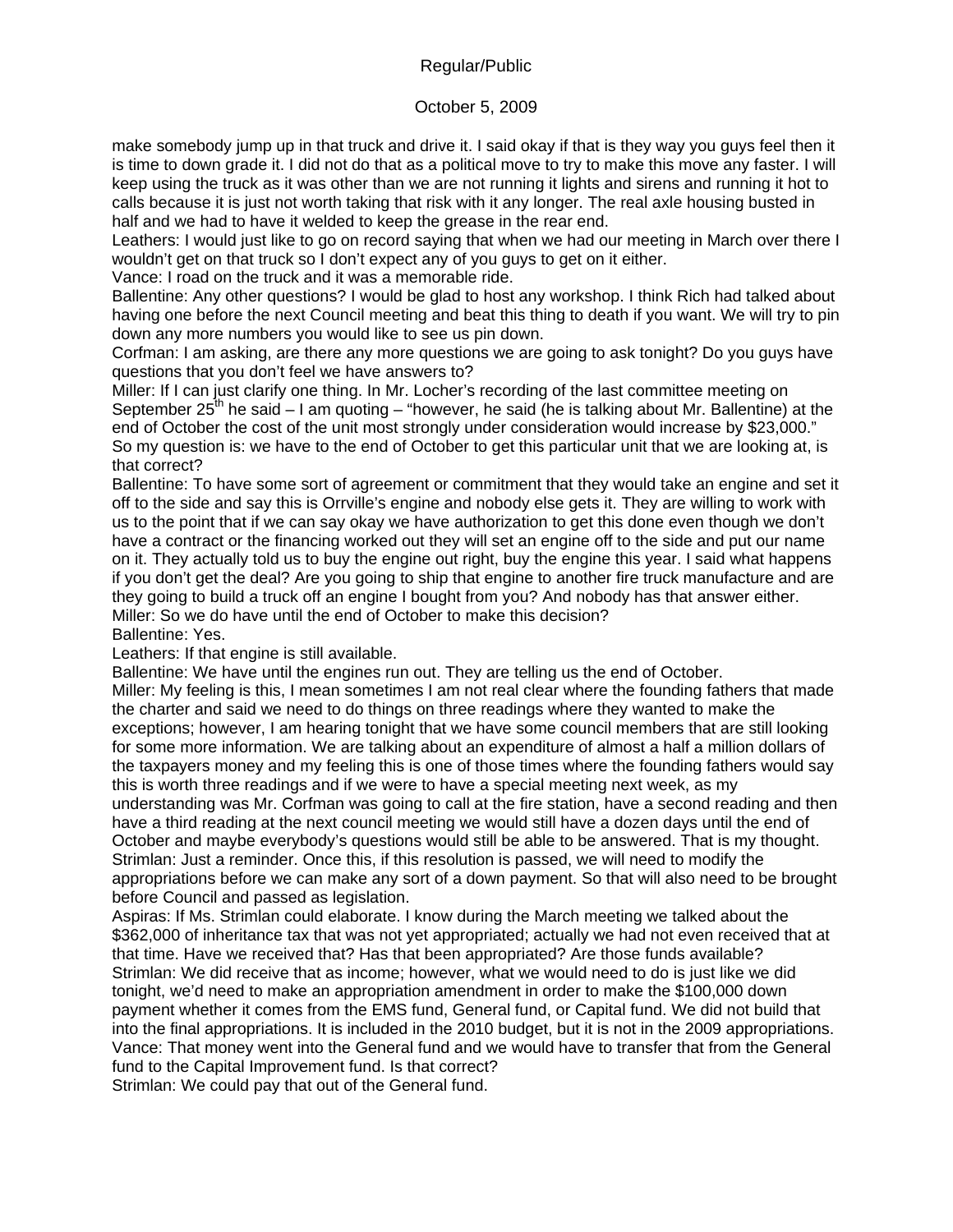make somebody jump up in that truck and drive it. I said okay if that is they way you guys feel then it is time to down grade it. I did not do that as a political move to try to make this move any faster. I will keep using the truck as it was other than we are not running it lights and sirens and running it hot to calls because it is just not worth taking that risk with it any longer. The real axle housing busted in half and we had to have it welded to keep the grease in the rear end.

Leathers: I would just like to go on record saying that when we had our meeting in March over there I wouldn't get on that truck so I don't expect any of you guys to get on it either.

Vance: I road on the truck and it was a memorable ride.

Ballentine: Any other questions? I would be glad to host any workshop. I think Rich had talked about having one before the next Council meeting and beat this thing to death if you want. We will try to pin down any more numbers you would like to see us pin down.

Corfman: I am asking, are there any more questions we are going to ask tonight? Do you guys have questions that you don't feel we have answers to?

Miller: If I can just clarify one thing. In Mr. Locher's recording of the last committee meeting on September 25th he said – I am quoting – "however, he said (he is talking about Mr. Ballentine) at the end of October the cost of the unit most strongly under consideration would increase by $23,000." So my question is: we have to the end of October to get this particular unit that we are looking at, is that correct?

Ballentine: To have some sort of agreement or commitment that they would take an engine and set it off to the side and say this is Orrville's engine and nobody else gets it. They are willing to work with us to the point that if we can say okay we have authorization to get this done even though we don't have a contract or the financing worked out they will set an engine off to the side and put our name on it. They actually told us to buy the engine out right, buy the engine this year. I said what happens if you don't get the deal? Are you going to ship that engine to another fire truck manufacture and are they going to build a truck off an engine I bought from you? And nobody has that answer either.

Miller: So we do have until the end of October to make this decision?

Ballentine: Yes.

Leathers: If that engine is still available.

Ballentine: We have until the engines run out. They are telling us the end of October.

Miller: My feeling is this, I mean sometimes I am not real clear where the founding fathers that made the charter and said we need to do things on three readings where they wanted to make the exceptions; however, I am hearing tonight that we have some council members that are still looking for some more information. We are talking about an expenditure of almost a half a million dollars of the taxpayers money and my feeling this is one of those times where the founding fathers would say this is worth three readings and if we were to have a special meeting next week, as my understanding was Mr. Corfman was going to call at the fire station, have a second reading and then have a third reading at the next council meeting we would still have a dozen days until the end of October and maybe everybody's questions would still be able to be answered. That is my thought.

Strimlan: Just a reminder. Once this, if this resolution is passed, we will need to modify the appropriations before we can make any sort of a down payment. So that will also need to be brought before Council and passed as legislation.

Aspiras: If Ms. Strimlan could elaborate. I know during the March meeting we talked about the $362,000 of inheritance tax that was not yet appropriated; actually we had not even received that at that time. Have we received that? Has that been appropriated? Are those funds available?

Strimlan: We did receive that as income; however, what we would need to do is just like we did tonight, we'd need to make an appropriation amendment in order to make the $100,000 down payment whether it comes from the EMS fund, General fund, or Capital fund. We did not build that into the final appropriations. It is included in the 2010 budget, but it is not in the 2009 appropriations.

Vance: That money went into the General fund and we would have to transfer that from the General fund to the Capital Improvement fund. Is that correct?

Strimlan: We could pay that out of the General fund.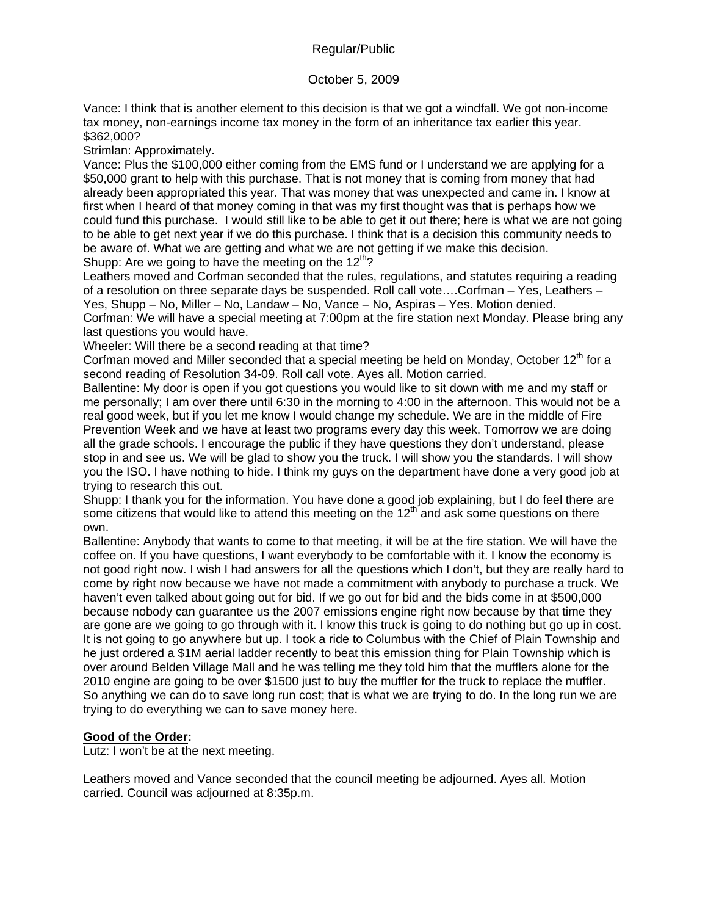Regular/Public

October 5, 2009

Vance: I think that is another element to this decision is that we got a windfall. We got non-income tax money, non-earnings income tax money in the form of an inheritance tax earlier this year. $362,000?

Strimlan: Approximately.

Vance: Plus the $100,000 either coming from the EMS fund or I understand we are applying for a $50,000 grant to help with this purchase. That is not money that is coming from money that had already been appropriated this year. That was money that was unexpected and came in. I know at first when I heard of that money coming in that was my first thought was that is perhaps how we could fund this purchase. I would still like to be able to get it out there; here is what we are not going to be able to get next year if we do this purchase. I think that is a decision this community needs to be aware of. What we are getting and what we are not getting if we make this decision.

Shupp: Are we going to have the meeting on the 12th?

Leathers moved and Corfman seconded that the rules, regulations, and statutes requiring a reading of a resolution on three separate days be suspended. Roll call vote….Corfman – Yes, Leathers – Yes, Shupp – No, Miller – No, Landaw – No, Vance – No, Aspiras – Yes. Motion denied.

Corfman: We will have a special meeting at 7:00pm at the fire station next Monday. Please bring any last questions you would have.

Wheeler: Will there be a second reading at that time?

Corfman moved and Miller seconded that a special meeting be held on Monday, October 12th for a second reading of Resolution 34-09. Roll call vote. Ayes all. Motion carried.

Ballentine: My door is open if you got questions you would like to sit down with me and my staff or me personally; I am over there until 6:30 in the morning to 4:00 in the afternoon. This would not be a real good week, but if you let me know I would change my schedule. We are in the middle of Fire Prevention Week and we have at least two programs every day this week. Tomorrow we are doing all the grade schools. I encourage the public if they have questions they don't understand, please stop in and see us. We will be glad to show you the truck. I will show you the standards. I will show you the ISO. I have nothing to hide. I think my guys on the department have done a very good job at trying to research this out.

Shupp: I thank you for the information. You have done a good job explaining, but I do feel there are some citizens that would like to attend this meeting on the 12th and ask some questions on there own.

Ballentine: Anybody that wants to come to that meeting, it will be at the fire station. We will have the coffee on. If you have questions, I want everybody to be comfortable with it. I know the economy is not good right now. I wish I had answers for all the questions which I don't, but they are really hard to come by right now because we have not made a commitment with anybody to purchase a truck. We haven't even talked about going out for bid. If we go out for bid and the bids come in at $500,000 because nobody can guarantee us the 2007 emissions engine right now because by that time they are gone are we going to go through with it. I know this truck is going to do nothing but go up in cost. It is not going to go anywhere but up. I took a ride to Columbus with the Chief of Plain Township and he just ordered a $1M aerial ladder recently to beat this emission thing for Plain Township which is over around Belden Village Mall and he was telling me they told him that the mufflers alone for the 2010 engine are going to be over $1500 just to buy the muffler for the truck to replace the muffler. So anything we can do to save long run cost; that is what we are trying to do. In the long run we are trying to do everything we can to save money here.

**Good of the Order:**

Lutz: I won't be at the next meeting.

Leathers moved and Vance seconded that the council meeting be adjourned. Ayes all. Motion carried. Council was adjourned at 8:35p.m.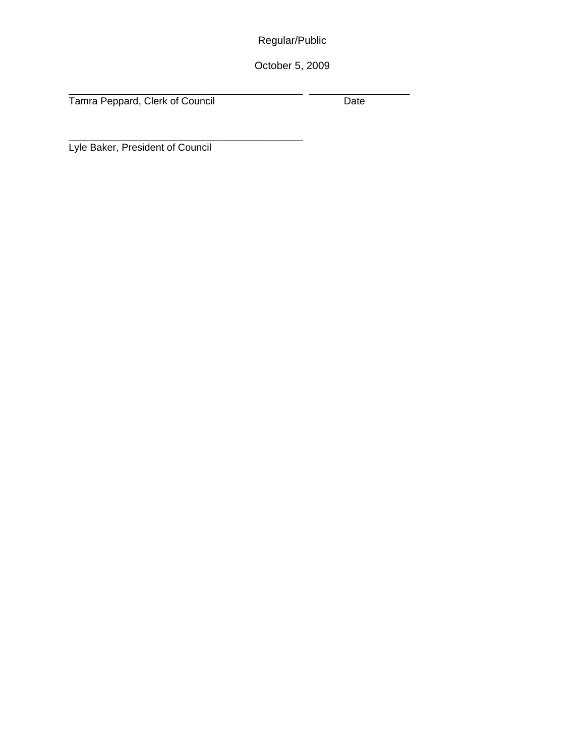\_\_\_\_\_\_\_\_\_\_\_\_\_\_\_\_\_\_\_\_\_\_\_\_\_\_\_\_\_\_\_\_\_\_\_\_\_\_\_\_\_\_ \_\_\_\_\_\_\_\_\_\_\_\_\_\_\_\_\_\_

Tamra Peppard, Clerk of Council Date

\_\_\_\_\_\_\_\_\_\_\_\_\_\_\_\_\_\_\_\_\_\_\_\_\_\_\_\_\_\_\_\_\_\_\_\_\_\_\_\_\_\_

Lyle Baker, President of Council